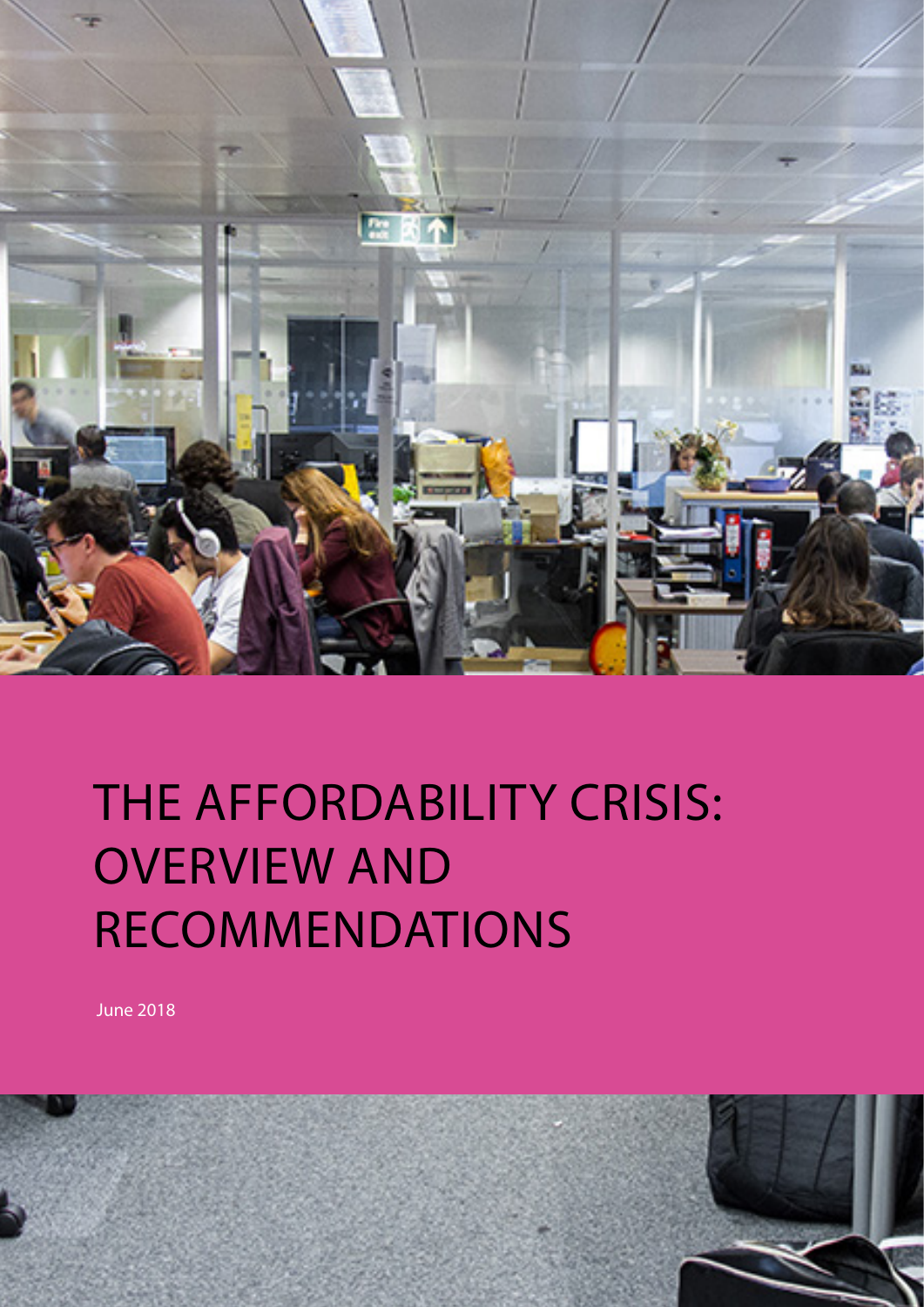# THE AFFORDABILITY CRISIS: OVERVIEW AND RECOMMENDATIONS

June 2018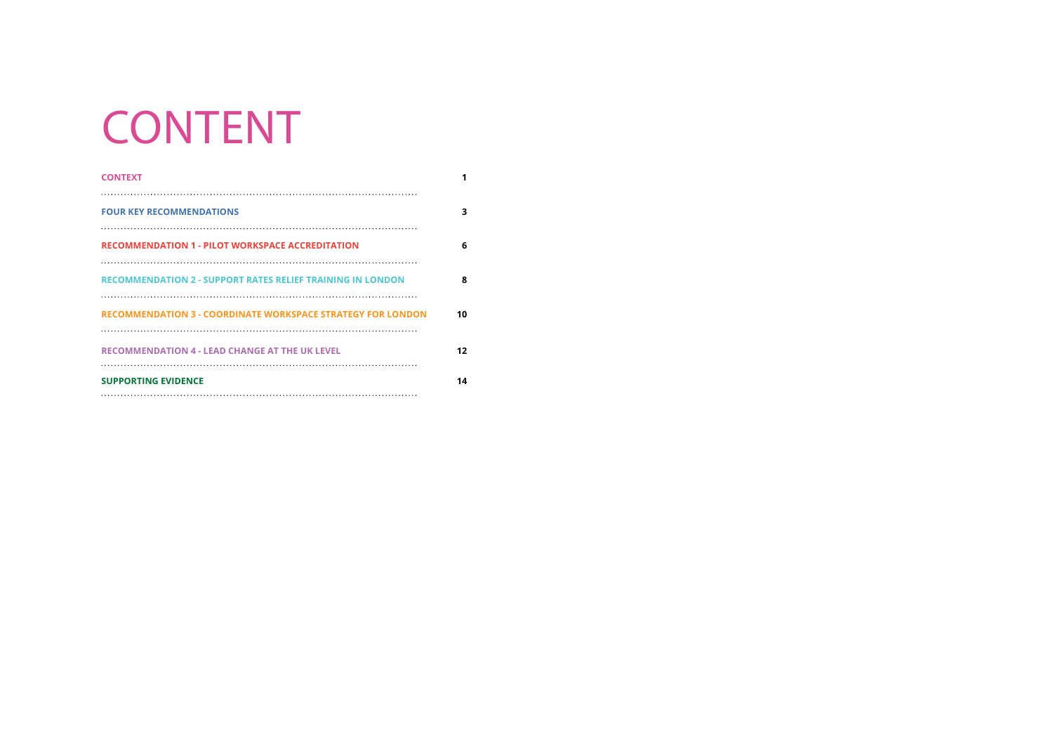# CONTENT

| | |
|---|---|
| CONTEXT | 1 |
| FOUR KEY RECOMMENDATIONS | 3 |
| RECOMMENDATION 1 - PILOT WORKSPACE ACCREDITATION | 6 |
| RECOMMENDATION 2 - SUPPORT RATES RELIEF TRAINING IN LONDON | 8 |
| RECOMMENDATION 3 - COORDINATE WORKSPACE STRATEGY FOR LONDON | 10 |
| RECOMMENDATION 4 - LEAD CHANGE AT THE UK LEVEL | 12 |
| SUPPORTING EVIDENCE | 14 |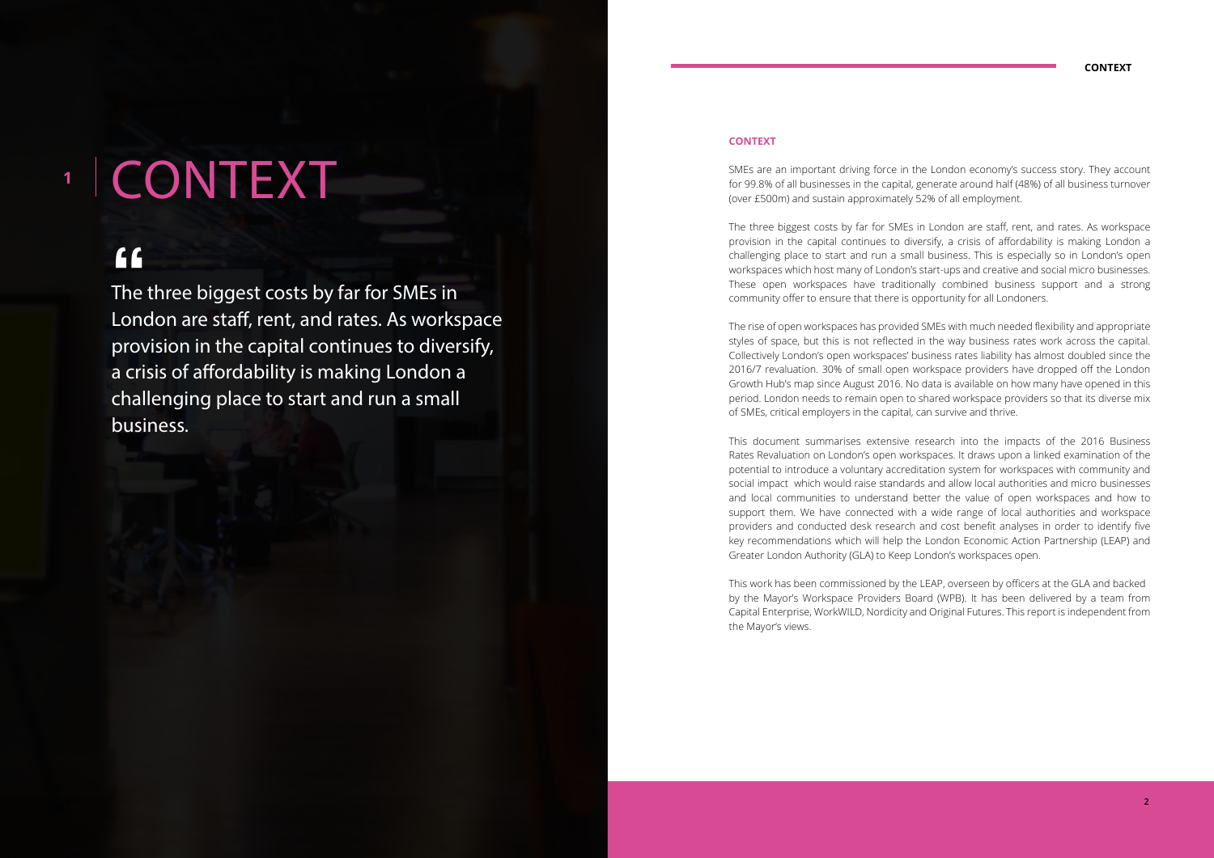# 1 CONTEXT

> "The three biggest costs by far for SMEs in London are staff, rent, and rates. As workspace provision in the capital continues to diversify, a crisis of affordability is making London a challenging place to start and run a small business.

## CONTEXT

SMEs are an important driving force in the London economy's success story. They account for 99.8% of all businesses in the capital, generate around half (48%) of all business turnover (over £500m) and sustain approximately 52% of all employment.

The three biggest costs by far for SMEs in London are staff, rent, and rates. As workspace provision in the capital continues to diversify, a crisis of affordability is making London a challenging place to start and run a small business. This is especially so in London's open workspaces which host many of London's start-ups and creative and social micro businesses. These open workspaces have traditionally combined business support and a strong community offer to ensure that there is opportunity for all Londoners.

The rise of open workspaces has provided SMEs with much needed flexibility and appropriate styles of space, but this is not reflected in the way business rates work across the capital. Collectively London's open workspaces' business rates liability has almost doubled since the 2016/7 revaluation. 30% of small open workspace providers have dropped off the London Growth Hub's map since August 2016. No data is available on how many have opened in this period. London needs to remain open to shared workspace providers so that its diverse mix of SMEs, critical employers in the capital, can survive and thrive.

This document summarises extensive research into the impacts of the 2016 Business Rates Revaluation on London's open workspaces. It draws upon a linked examination of the potential to introduce a voluntary accreditation system for workspaces with community and social impact which would raise standards and allow local authorities and micro businesses and local communities to understand better the value of open workspaces and how to support them. We have connected with a wide range of local authorities and workspace providers and conducted desk research and cost benefit analyses in order to identify five key recommendations which will help the London Economic Action Partnership (LEAP) and Greater London Authority (GLA) to Keep London's workspaces open.

This work has been commissioned by the LEAP, overseen by officers at the GLA and backed by the Mayor's Workspace Providers Board (WPB). It has been delivered by a team from Capital Enterprise, WorkWILD, Nordicity and Original Futures. This report is independent from the Mayor's views.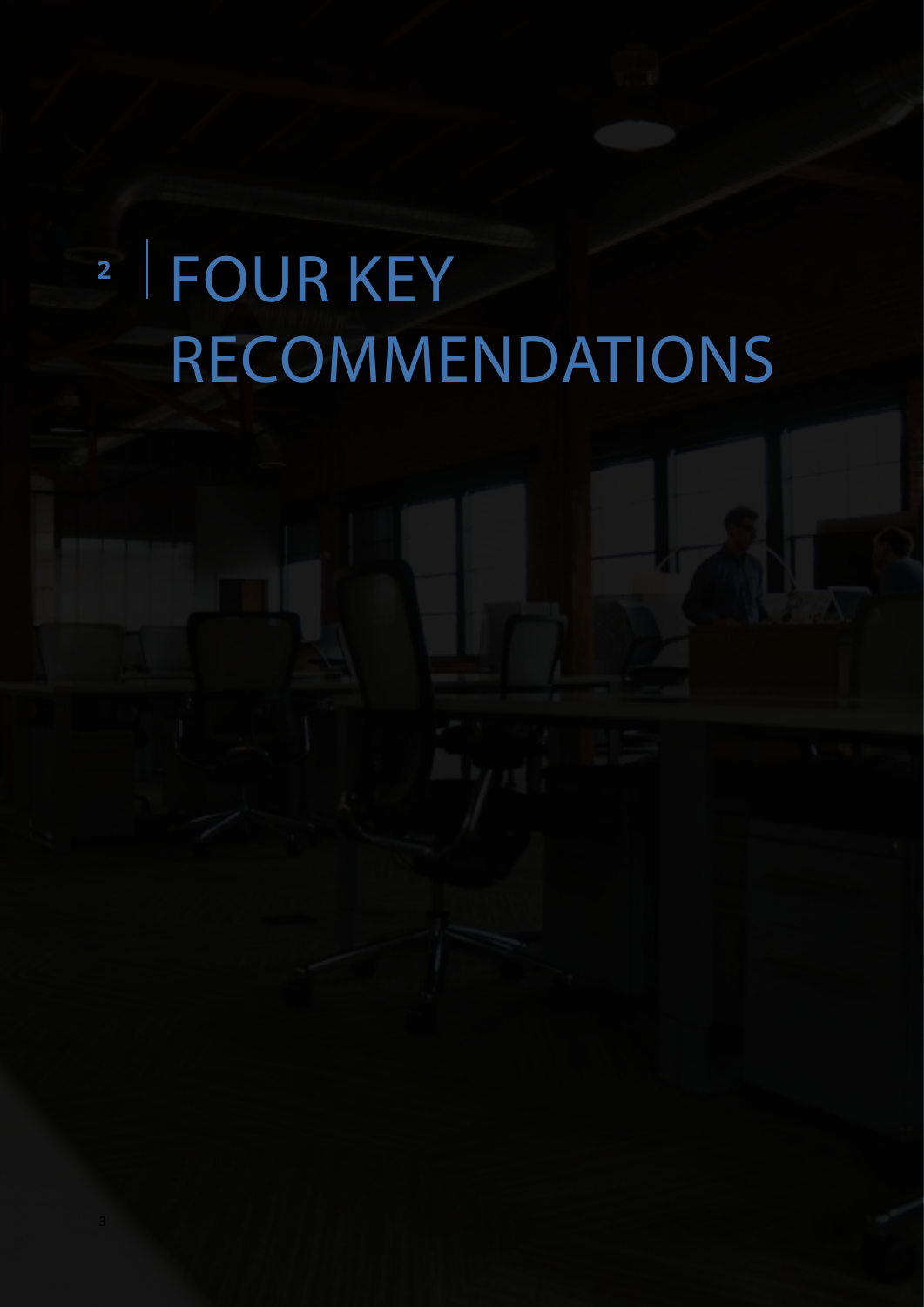# 2 | FOUR KEY RECOMMENDATIONS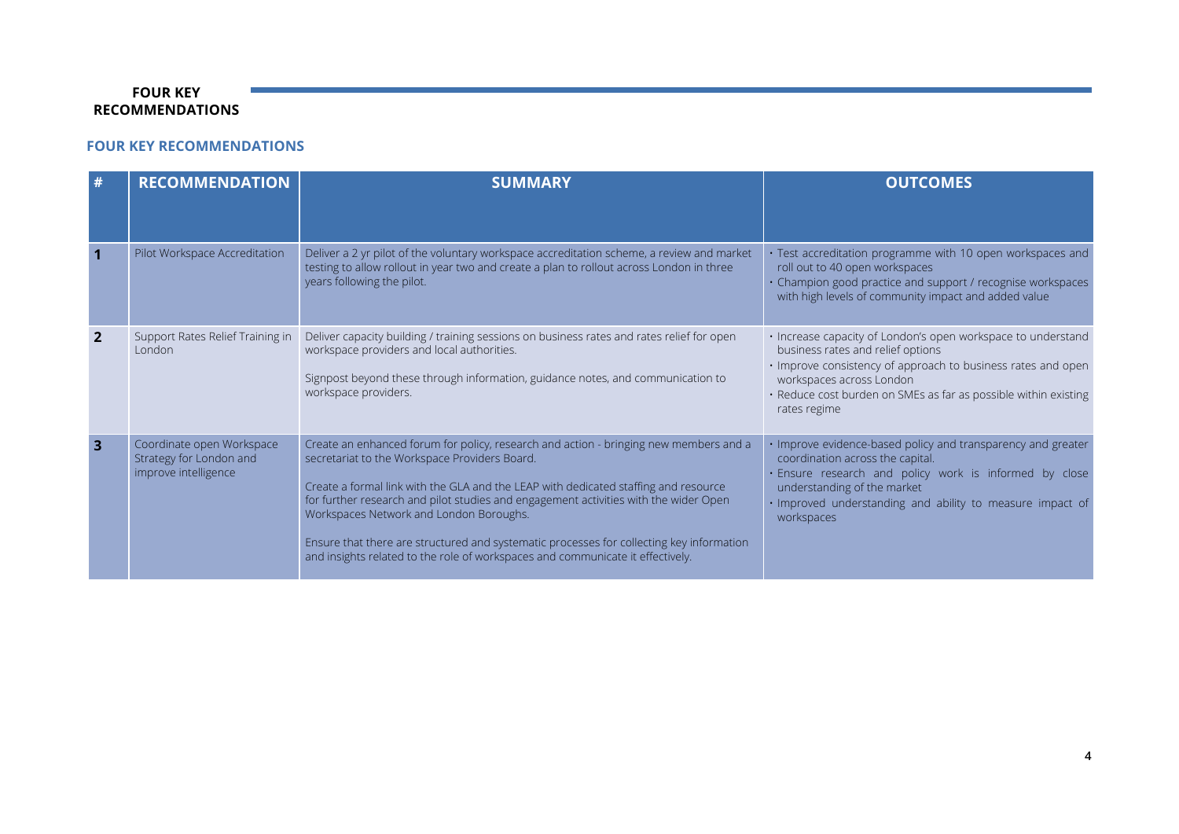## FOUR KEY RECOMMENDATIONS

### FOUR KEY RECOMMENDATIONS

| # | RECOMMENDATION | SUMMARY | OUTCOMES |
|---|---|---|---|
| 1 | Pilot Workspace Accreditation | Deliver a 2 yr pilot of the voluntary workspace accreditation scheme, a review and market testing to allow rollout in year two and create a plan to rollout across London in three years following the pilot. | • Test accreditation programme with 10 open workspaces and roll out to 40 open workspaces<br>• Champion good practice and support / recognise workspaces with high levels of community impact and added value |
| 2 | Support Rates Relief Training in London | Deliver capacity building / training sessions on business rates and rates relief for open workspace providers and local authorities.<br><br>Signpost beyond these through information, guidance notes, and communication to workspace providers. | • Increase capacity of London's open workspace to understand business rates and relief options<br>• Improve consistency of approach to business rates and open workspaces across London<br>• Reduce cost burden on SMEs as far as possible within existing rates regime |
| 3 | Coordinate open Workspace Strategy for London and improve intelligence | Create an enhanced forum for policy, research and action - bringing new members and a secretariat to the Workspace Providers Board.<br><br>Create a formal link with the GLA and the LEAP with dedicated staffing and resource for further research and pilot studies and engagement activities with the wider Open Workspaces Network and London Boroughs.<br><br>Ensure that there are structured and systematic processes for collecting key information and insights related to the role of workspaces and communicate it effectively. | • Improve evidence-based policy and transparency and greater coordination across the capital.<br>• Ensure research and policy work is informed by close understanding of the market<br>• Improved understanding and ability to measure impact of workspaces |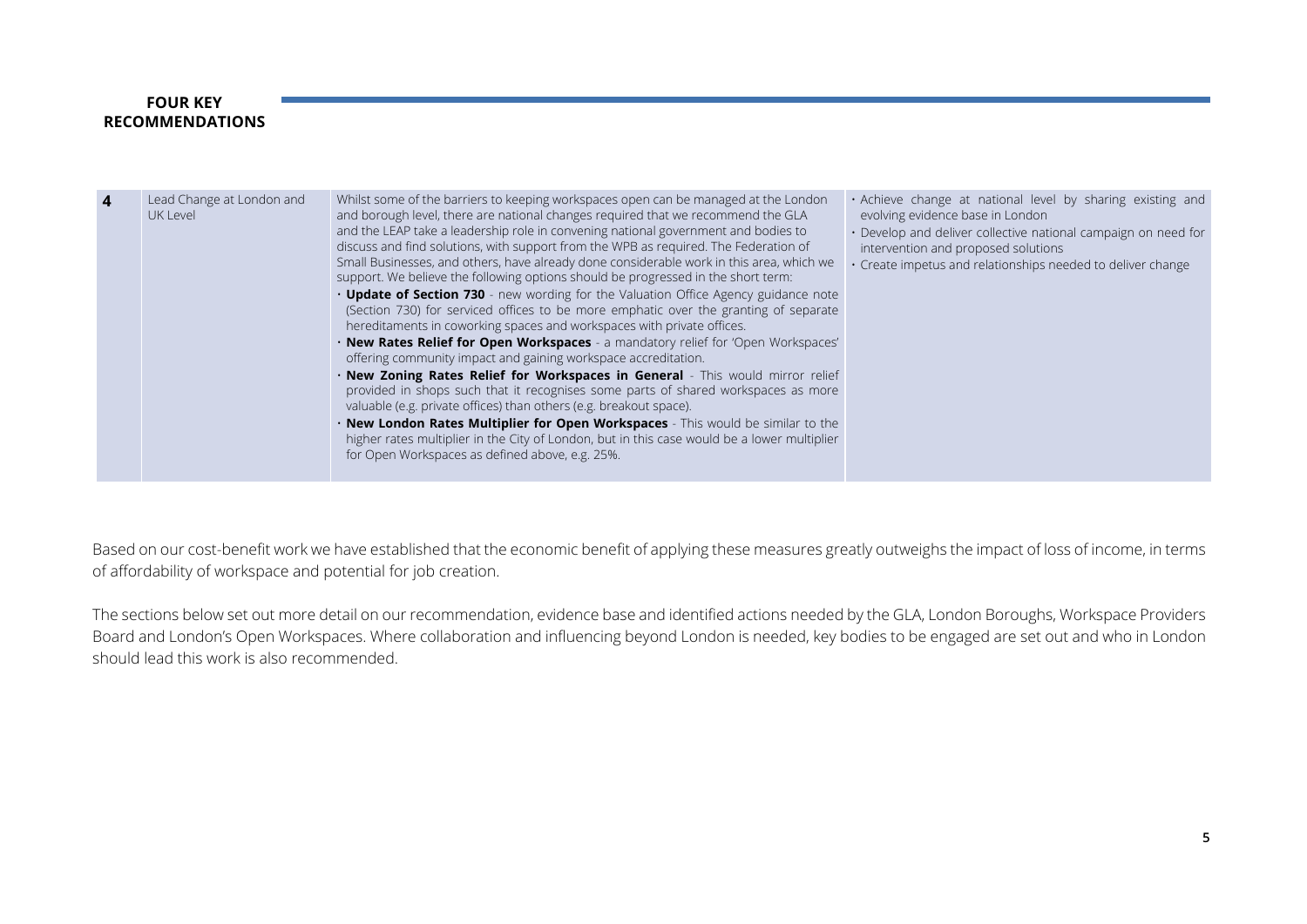## FOUR KEY RECOMMENDATIONS

| | | | |
|---|---|---|---|
| **4** | Lead Change at London and UK Level | Whilst some of the barriers to keeping workspaces open can be managed at the London and borough level, there are national changes required that we recommend the GLA and the LEAP take a leadership role in convening national government and bodies to discuss and find solutions, with support from the WPB as required. The Federation of Small Businesses, and others, have already done considerable work in this area, which we support. We believe the following options should be progressed in the short term:<br>· **Update of Section 730** - new wording for the Valuation Office Agency guidance note (Section 730) for serviced offices to be more emphatic over the granting of separate hereditaments in coworking spaces and workspaces with private offices.<br>· **New Rates Relief for Open Workspaces** - a mandatory relief for 'Open Workspaces' offering community impact and gaining workspace accreditation.<br>· **New Zoning Rates Relief for Workspaces in General** - This would mirror relief provided in shops such that it recognises some parts of shared workspaces as more valuable (e.g. private offices) than others (e.g. breakout space).<br>· **New London Rates Multiplier for Open Workspaces** - This would be similar to the higher rates multiplier in the City of London, but in this case would be a lower multiplier for Open Workspaces as defined above, e.g. 25%. | · Achieve change at national level by sharing existing and evolving evidence base in London<br>· Develop and deliver collective national campaign on need for intervention and proposed solutions<br>· Create impetus and relationships needed to deliver change |

Based on our cost-benefit work we have established that the economic benefit of applying these measures greatly outweighs the impact of loss of income, in terms of affordability of workspace and potential for job creation.

The sections below set out more detail on our recommendation, evidence base and identified actions needed by the GLA, London Boroughs, Workspace Providers Board and London's Open Workspaces. Where collaboration and influencing beyond London is needed, key bodies to be engaged are set out and who in London should lead this work is also recommended.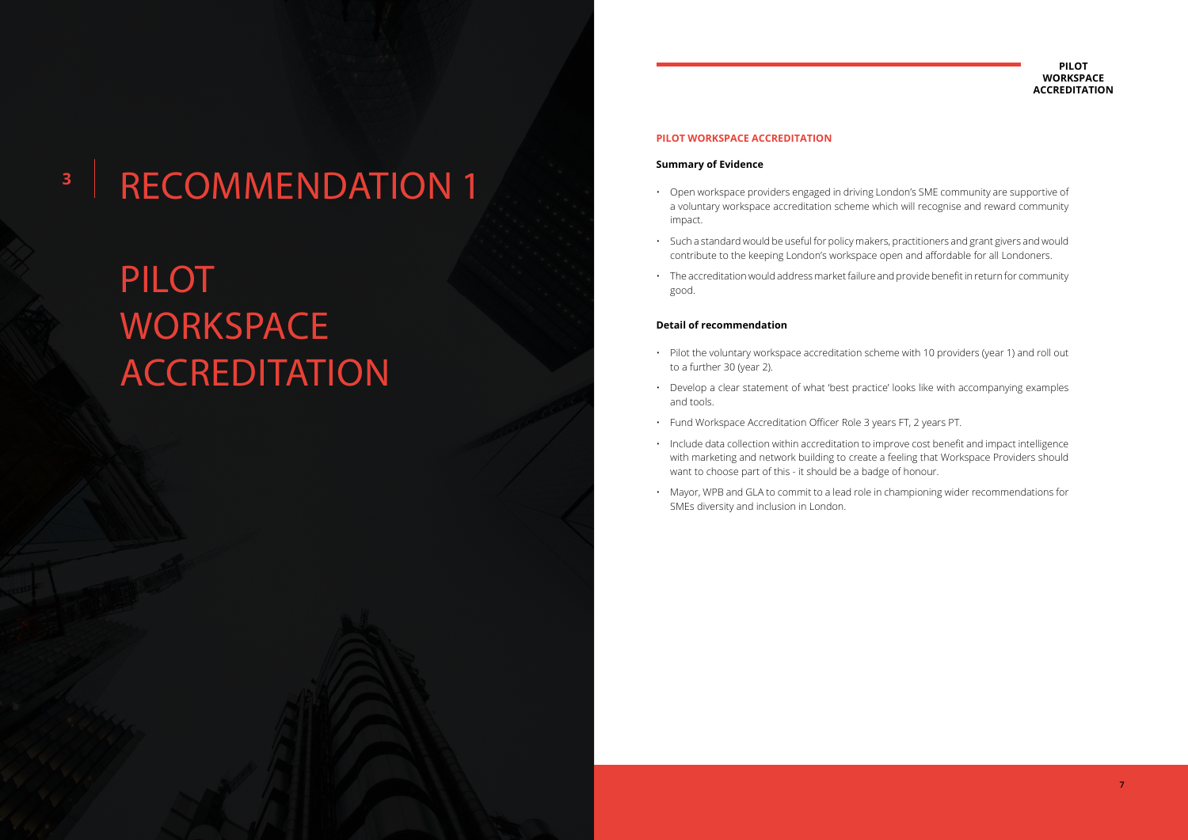# 3 RECOMMENDATION 1

# PILOT WORKSPACE ACCREDITATION

## PILOT WORKSPACE ACCREDITATION

### Summary of Evidence

- Open workspace providers engaged in driving London's SME community are supportive of a voluntary workspace accreditation scheme which will recognise and reward community impact.
- Such a standard would be useful for policy makers, practitioners and grant givers and would contribute to the keeping London's workspace open and affordable for all Londoners.
- The accreditation would address market failure and provide benefit in return for community good.

### Detail of recommendation

- Pilot the voluntary workspace accreditation scheme with 10 providers (year 1) and roll out to a further 30 (year 2).
- Develop a clear statement of what 'best practice' looks like with accompanying examples and tools.
- Fund Workspace Accreditation Officer Role 3 years FT, 2 years PT.
- Include data collection within accreditation to improve cost benefit and impact intelligence with marketing and network building to create a feeling that Workspace Providers should want to choose part of this - it should be a badge of honour.
- Mayor, WPB and GLA to commit to a lead role in championing wider recommendations for SMEs diversity and inclusion in London.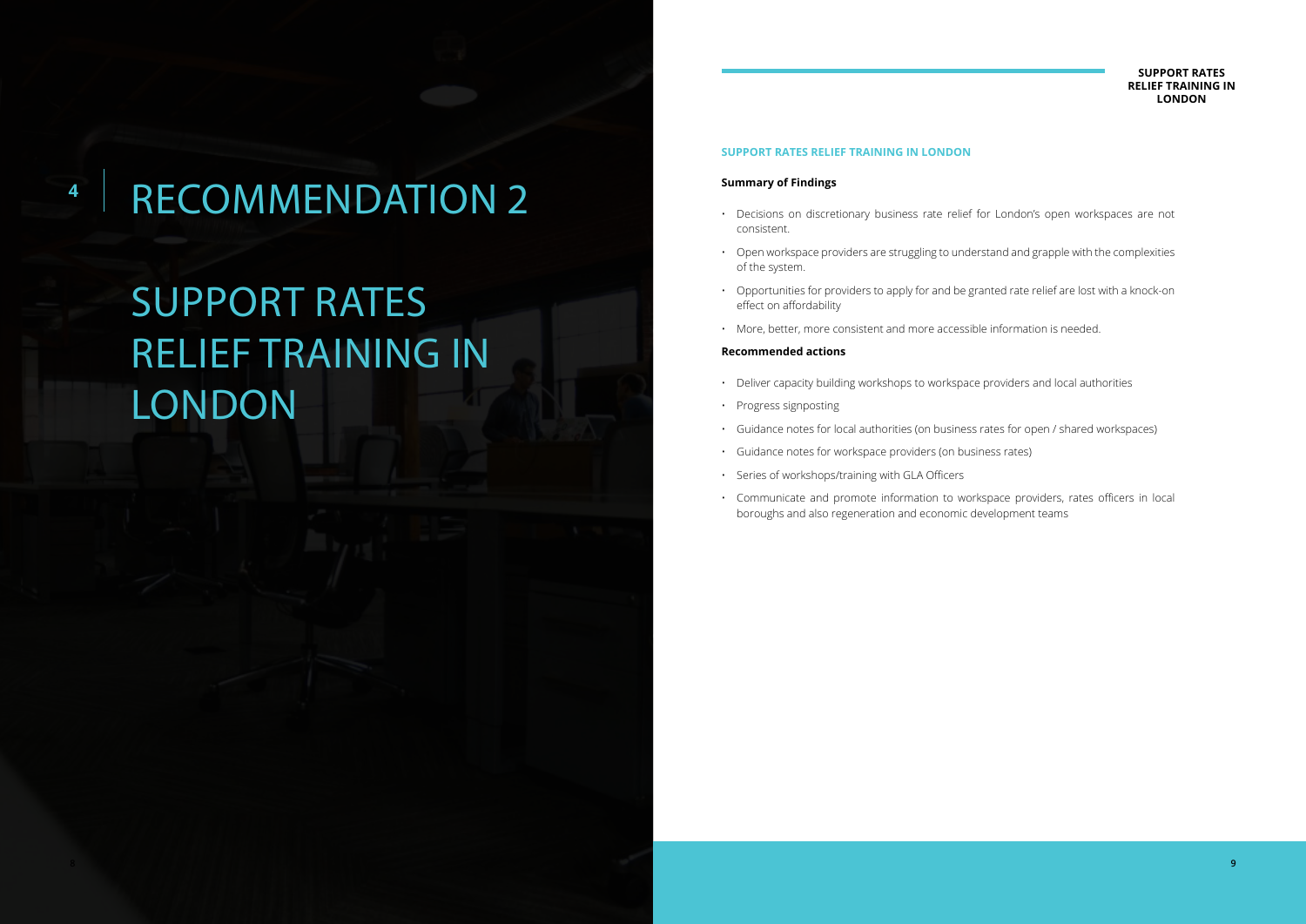# 4 RECOMMENDATION 2

# SUPPORT RATES RELIEF TRAINING IN LONDON

## SUPPORT RATES RELIEF TRAINING IN LONDON

**Summary of Findings**

- Decisions on discretionary business rate relief for London's open workspaces are not consistent.
- Open workspace providers are struggling to understand and grapple with the complexities of the system.
- Opportunities for providers to apply for and be granted rate relief are lost with a knock-on effect on affordability
- More, better, more consistent and more accessible information is needed.

**Recommended actions**

- Deliver capacity building workshops to workspace providers and local authorities
- Progress signposting
- Guidance notes for local authorities (on business rates for open / shared workspaces)
- Guidance notes for workspace providers (on business rates)
- Series of workshops/training with GLA Officers
- Communicate and promote information to workspace providers, rates officers in local boroughs and also regeneration and economic development teams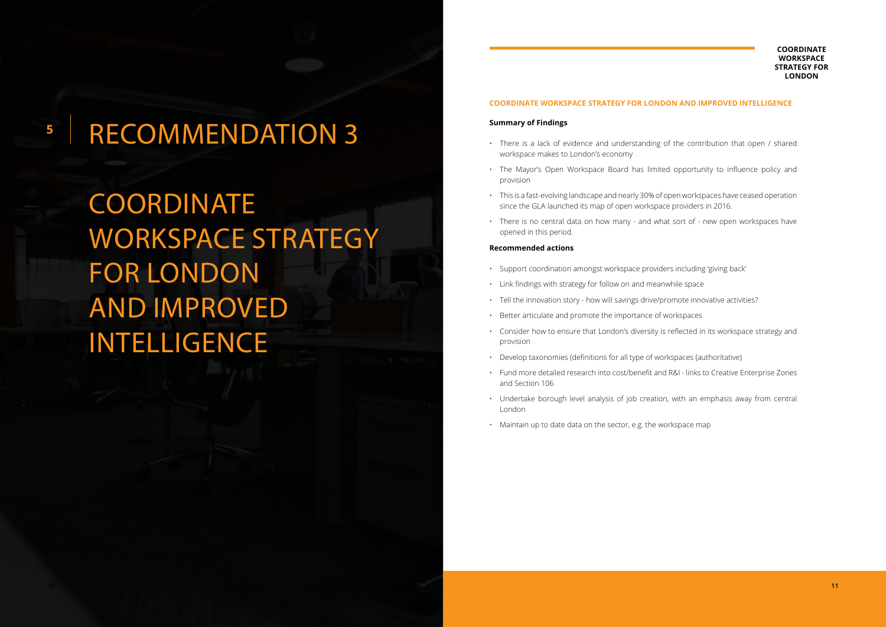# RECOMMENDATION 3

# COORDINATE WORKSPACE STRATEGY FOR LONDON AND IMPROVED INTELLIGENCE

## COORDINATE WORKSPACE STRATEGY FOR LONDON AND IMPROVED INTELLIGENCE

### Summary of Findings

- There is a lack of evidence and understanding of the contribution that open / shared workspace makes to London's economy
- The Mayor's Open Workspace Board has limited opportunity to influence policy and provision
- This is a fast-evolving landscape and nearly 30% of open workspaces have ceased operation since the GLA launched its map of open workspace providers in 2016.
- There is no central data on how many - and what sort of - new open workspaces have opened in this period.

### Recommended actions

- Support coordination amongst workspace providers including 'giving back'
- Link findings with strategy for follow on and meanwhile space
- Tell the innovation story - how will savings drive/promote innovative activities?
- Better articulate and promote the importance of workspaces
- Consider how to ensure that London's diversity is reflected in its workspace strategy and provision
- Develop taxonomies (definitions for all type of workspaces (authoritative)
- Fund more detailed research into cost/benefit and R&I - links to Creative Enterprise Zones and Section 106
- Undertake borough level analysis of job creation, with an emphasis away from central London
- Maintain up to date data on the sector, e.g. the workspace map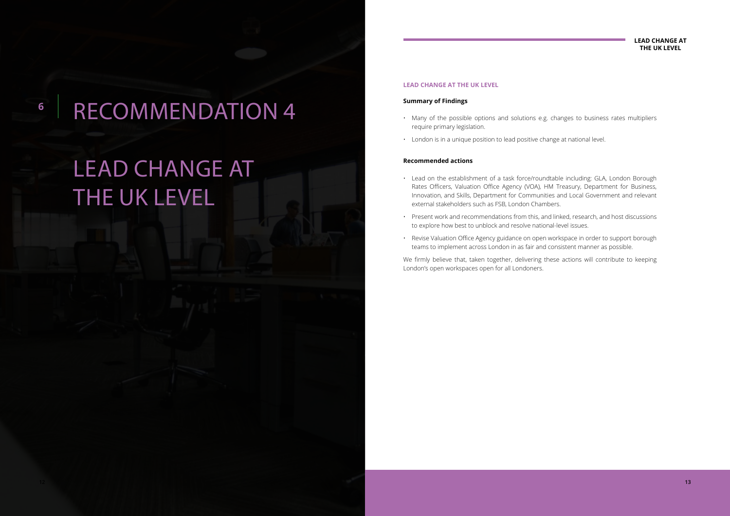# 6 RECOMMENDATION 4

# LEAD CHANGE AT THE UK LEVEL

## LEAD CHANGE AT THE UK LEVEL

**Summary of Findings**

- Many of the possible options and solutions e.g. changes to business rates multipliers require primary legislation.
- London is in a unique position to lead positive change at national level.

**Recommended actions**

- Lead on the establishment of a task force/roundtable including: GLA, London Borough Rates Officers, Valuation Office Agency (VOA), HM Treasury, Department for Business, Innovation, and Skills, Department for Communities and Local Government and relevant external stakeholders such as FSB, London Chambers.
- Present work and recommendations from this, and linked, research, and host discussions to explore how best to unblock and resolve national-level issues.
- Revise Valuation Office Agency guidance on open workspace in order to support borough teams to implement across London in as fair and consistent manner as possible.

We firmly believe that, taken together, delivering these actions will contribute to keeping London's open workspaces open for all Londoners.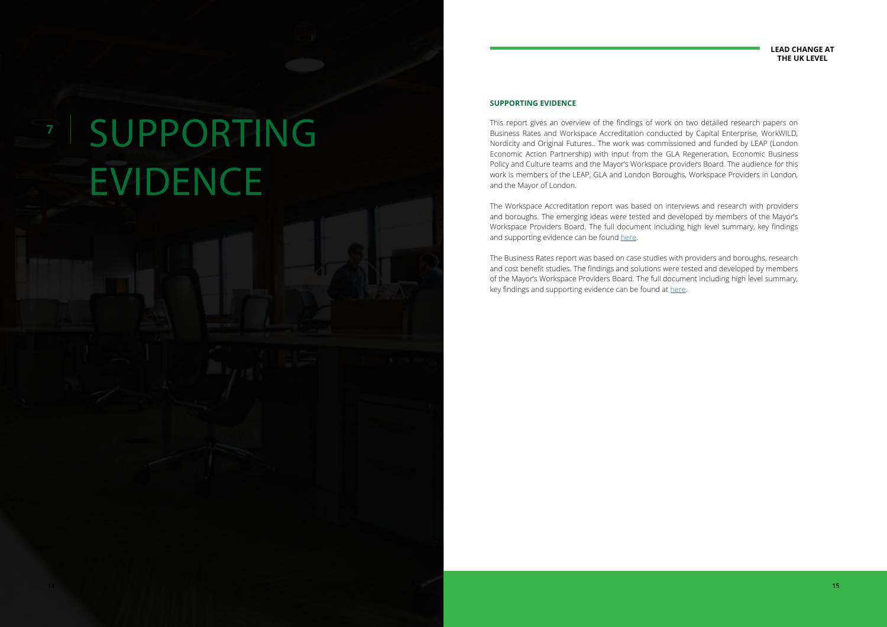# 7 SUPPORTING EVIDENCE

**LEAD CHANGE AT THE UK LEVEL**

## SUPPORTING EVIDENCE

This report gives an overview of the findings of work on two detailed research papers on Business Rates and Workspace Accreditation conducted by Capital Enterprise, WorkWILD, Nordicity and Original Futures.. The work was commissioned and funded by LEAP (London Economic Action Partnership) with input from the GLA Regeneration, Economic Business Policy and Culture teams and the Mayor's Workspace providers Board. The audience for this work is members of the LEAP, GLA and London Boroughs, Workspace Providers in London, and the Mayor of London.

The Workspace Accreditation report was based on interviews and research with providers and boroughs. The emerging ideas were tested and developed by members of the Mayor's Workspace Providers Board. The full document including high level summary, key findings and supporting evidence can be found here.

The Business Rates report was based on case studies with providers and boroughs, research and cost benefit studies. The findings and solutions were tested and developed by members of the Mayor's Workspace Providers Board. The full document including high level summary, key findings and supporting evidence can be found at here.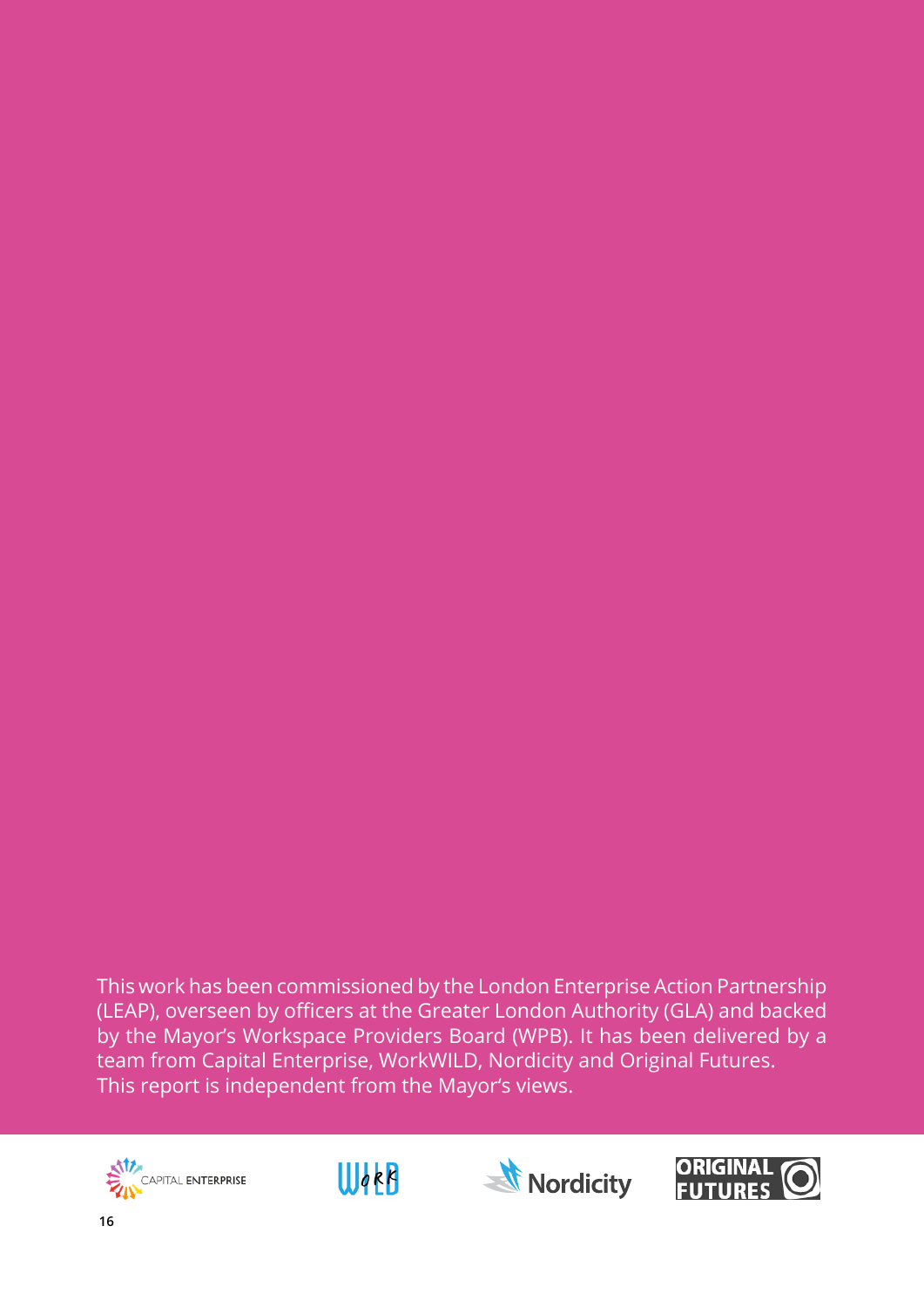This work has been commissioned by the London Enterprise Action Partnership (LEAP), overseen by officers at the Greater London Authority (GLA) and backed by the Mayor's Workspace Providers Board (WPB). It has been delivered by a team from Capital Enterprise, WorkWILD, Nordicity and Original Futures. This report is independent from the Mayor's views.